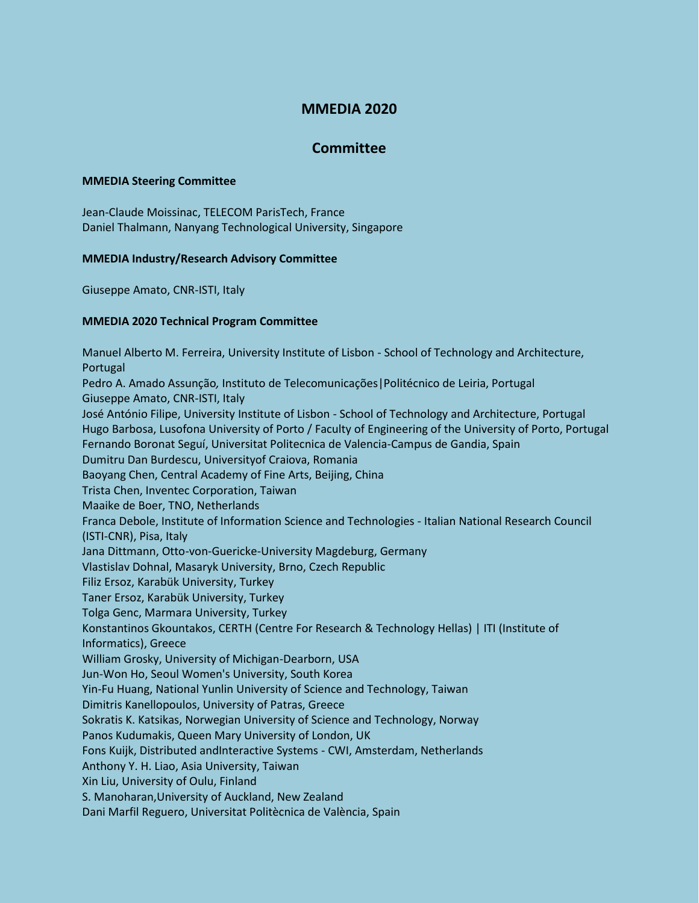# MMEDIA 2020

## Committee

**MMEDIA Steering Committee**

Jean-Claude Moissinac, TELECOM ParisTech, France
Daniel Thalmann, Nanyang Technological University, Singapore

**MMEDIA Industry/Research Advisory Committee**

Giuseppe Amato, CNR-ISTI, Italy

**MMEDIA 2020 Technical Program Committee**

Manuel Alberto M. Ferreira, University Institute of Lisbon - School of Technology and Architecture, Portugal
Pedro A. Amado Assunção, Instituto de Telecomunicações|Politécnico de Leiria, Portugal
Giuseppe Amato, CNR-ISTI, Italy
José António Filipe, University Institute of Lisbon - School of Technology and Architecture, Portugal
Hugo Barbosa, Lusofona University of Porto / Faculty of Engineering of the University of Porto, Portugal
Fernando Boronat Seguí, Universitat Politecnica de Valencia-Campus de Gandia, Spain
Dumitru Dan Burdescu, Universityof Craiova, Romania
Baoyang Chen, Central Academy of Fine Arts, Beijing, China
Trista Chen, Inventec Corporation, Taiwan
Maaike de Boer, TNO, Netherlands
Franca Debole, Institute of Information Science and Technologies - Italian National Research Council (ISTI-CNR), Pisa, Italy
Jana Dittmann, Otto-von-Guericke-University Magdeburg, Germany
Vlastislav Dohnal, Masaryk University, Brno, Czech Republic
Filiz Ersoz, Karabük University, Turkey
Taner Ersoz, Karabük University, Turkey
Tolga Genc, Marmara University, Turkey
Konstantinos Gkountakos, CERTH (Centre For Research & Technology Hellas) | ITI (Institute of Informatics), Greece
William Grosky, University of Michigan-Dearborn, USA
Jun-Won Ho, Seoul Women's University, South Korea
Yin-Fu Huang, National Yunlin University of Science and Technology, Taiwan
Dimitris Kanellopoulos, University of Patras, Greece
Sokratis K. Katsikas, Norwegian University of Science and Technology, Norway
Panos Kudumakis, Queen Mary University of London, UK
Fons Kuijk, Distributed andInteractive Systems - CWI, Amsterdam, Netherlands
Anthony Y. H. Liao, Asia University, Taiwan
Xin Liu, University of Oulu, Finland
S. Manoharan,University of Auckland, New Zealand
Dani Marfil Reguero, Universitat Politècnica de València, Spain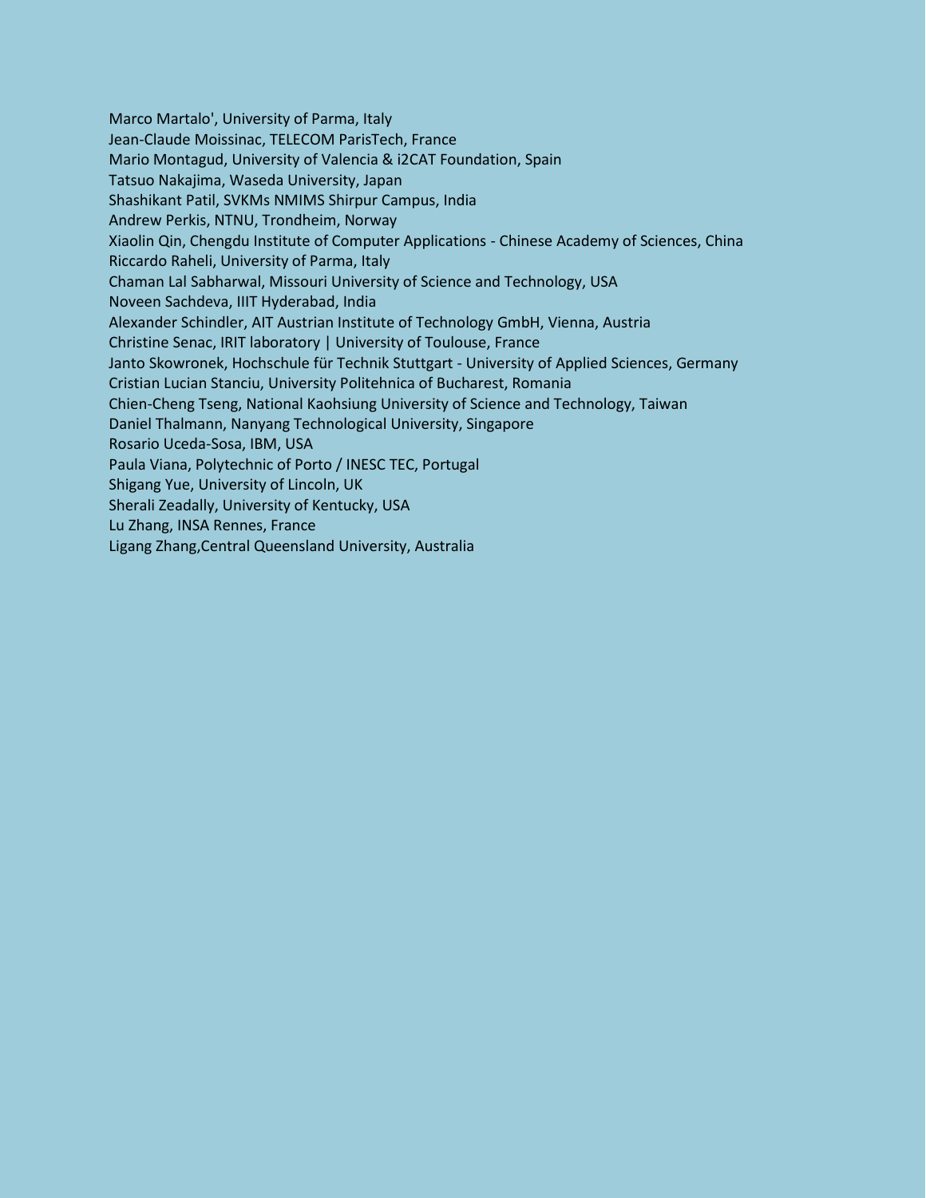Marco Martalo', University of Parma, Italy
Jean-Claude Moissinac, TELECOM ParisTech, France
Mario Montagud, University of Valencia & i2CAT Foundation, Spain
Tatsuo Nakajima, Waseda University, Japan
Shashikant Patil, SVKMs NMIMS Shirpur Campus, India
Andrew Perkis, NTNU, Trondheim, Norway
Xiaolin Qin, Chengdu Institute of Computer Applications - Chinese Academy of Sciences, China
Riccardo Raheli, University of Parma, Italy
Chaman Lal Sabharwal, Missouri University of Science and Technology, USA
Noveen Sachdeva, IIIT Hyderabad, India
Alexander Schindler, AIT Austrian Institute of Technology GmbH, Vienna, Austria
Christine Senac, IRIT laboratory | University of Toulouse, France
Janto Skowronek, Hochschule für Technik Stuttgart - University of Applied Sciences, Germany
Cristian Lucian Stanciu, University Politehnica of Bucharest, Romania
Chien-Cheng Tseng, National Kaohsiung University of Science and Technology, Taiwan
Daniel Thalmann, Nanyang Technological University, Singapore
Rosario Uceda-Sosa, IBM, USA
Paula Viana, Polytechnic of Porto / INESC TEC, Portugal
Shigang Yue, University of Lincoln, UK
Sherali Zeadally, University of Kentucky, USA
Lu Zhang, INSA Rennes, France
Ligang Zhang,Central Queensland University, Australia